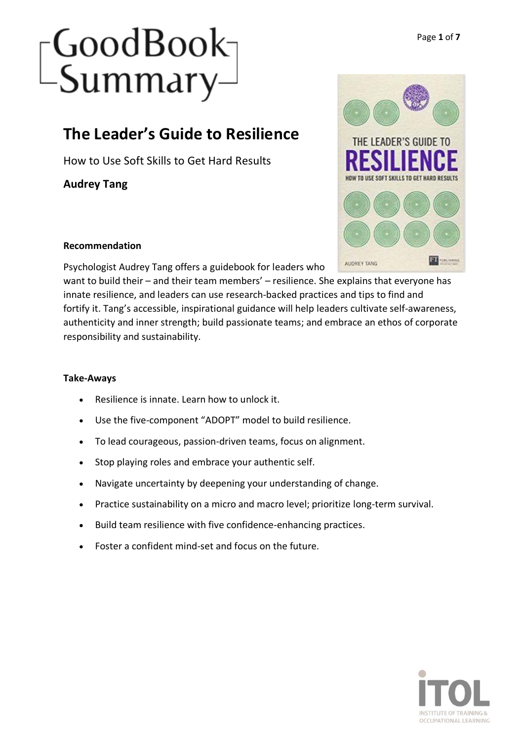# The Leader's Guide to Resilience

How to Use Soft Skills to Get Hard Results

**Audrey Tang**

**Recommendation**

Psychologist Audrey Tang offers a guidebook for leaders who want to build their – and their team members' – resilience. She explains that everyone has innate resilience, and leaders can use research-backed practices and tips to find and fortify it. Tang's accessible, inspirational guidance will help leaders cultivate self-awareness, authenticity and inner strength; build passionate teams; and embrace an ethos of corporate responsibility and sustainability.

**Take-Aways**

- Resilience is innate. Learn how to unlock it.
- Use the five-component "ADOPT" model to build resilience.
- To lead courageous, passion-driven teams, focus on alignment.
- Stop playing roles and embrace your authentic self.
- Navigate uncertainty by deepening your understanding of change.
- Practice sustainability on a micro and macro level; prioritize long-term survival.
- Build team resilience with five confidence-enhancing practices.
- Foster a confident mind-set and focus on the future.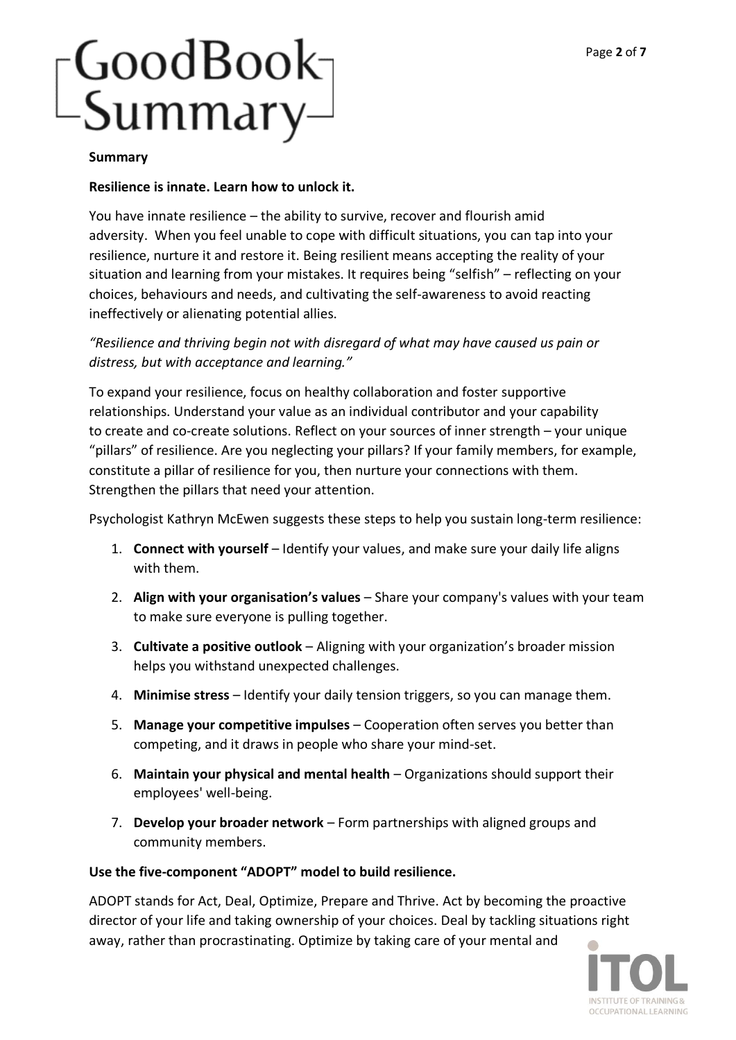**Summary**

**Resilience is innate. Learn how to unlock it.**

You have innate resilience – the ability to survive, recover and flourish amid adversity. When you feel unable to cope with difficult situations, you can tap into your resilience, nurture it and restore it. Being resilient means accepting the reality of your situation and learning from your mistakes. It requires being "selfish" – reflecting on your choices, behaviours and needs, and cultivating the self-awareness to avoid reacting ineffectively or alienating potential allies.

*"Resilience and thriving begin not with disregard of what may have caused us pain or distress, but with acceptance and learning."*

To expand your resilience, focus on healthy collaboration and foster supportive relationships. Understand your value as an individual contributor and your capability to create and co-create solutions. Reflect on your sources of inner strength – your unique "pillars" of resilience. Are you neglecting your pillars? If your family members, for example, constitute a pillar of resilience for you, then nurture your connections with them. Strengthen the pillars that need your attention.

Psychologist Kathryn McEwen suggests these steps to help you sustain long-term resilience:

1. **Connect with yourself** – Identify your values, and make sure your daily life aligns with them.
2. **Align with your organisation's values** – Share your company's values with your team to make sure everyone is pulling together.
3. **Cultivate a positive outlook** – Aligning with your organization's broader mission helps you withstand unexpected challenges.
4. **Minimise stress** – Identify your daily tension triggers, so you can manage them.
5. **Manage your competitive impulses** – Cooperation often serves you better than competing, and it draws in people who share your mind-set.
6. **Maintain your physical and mental health** – Organizations should support their employees' well-being.
7. **Develop your broader network** – Form partnerships with aligned groups and community members.

**Use the five-component "ADOPT" model to build resilience.**

ADOPT stands for Act, Deal, Optimize, Prepare and Thrive. Act by becoming the proactive director of your life and taking ownership of your choices. Deal by tackling situations right away, rather than procrastinating. Optimize by taking care of your mental and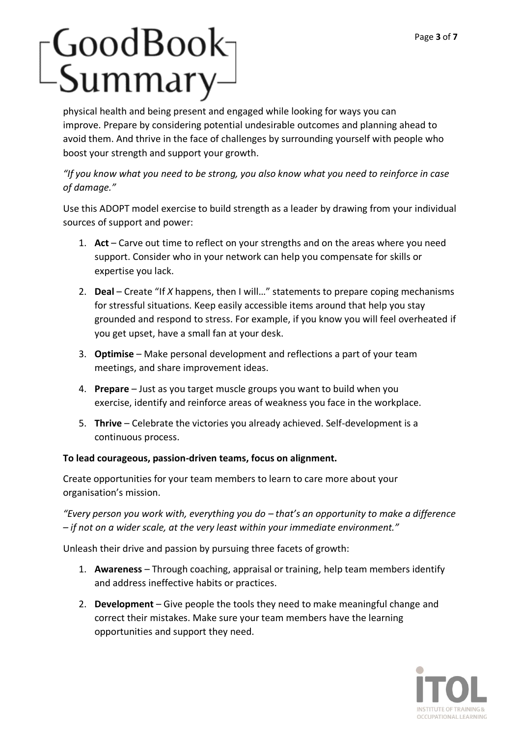physical health and being present and engaged while looking for ways you can improve. Prepare by considering potential undesirable outcomes and planning ahead to avoid them. And thrive in the face of challenges by surrounding yourself with people who boost your strength and support your growth.

*"If you know what you need to be strong, you also know what you need to reinforce in case of damage."*

Use this ADOPT model exercise to build strength as a leader by drawing from your individual sources of support and power:

1. **Act** – Carve out time to reflect on your strengths and on the areas where you need support. Consider who in your network can help you compensate for skills or expertise you lack.
2. **Deal** – Create "If *X* happens, then I will…" statements to prepare coping mechanisms for stressful situations. Keep easily accessible items around that help you stay grounded and respond to stress. For example, if you know you will feel overheated if you get upset, have a small fan at your desk.
3. **Optimise** – Make personal development and reflections a part of your team meetings, and share improvement ideas.
4. **Prepare** – Just as you target muscle groups you want to build when you exercise, identify and reinforce areas of weakness you face in the workplace.
5. **Thrive** – Celebrate the victories you already achieved. Self-development is a continuous process.

**To lead courageous, passion-driven teams, focus on alignment.**

Create opportunities for your team members to learn to care more about your organisation's mission.

*"Every person you work with, everything you do – that's an opportunity to make a difference – if not on a wider scale, at the very least within your immediate environment."*

Unleash their drive and passion by pursuing three facets of growth:

1. **Awareness** – Through coaching, appraisal or training, help team members identify and address ineffective habits or practices.
2. **Development** – Give people the tools they need to make meaningful change and correct their mistakes. Make sure your team members have the learning opportunities and support they need.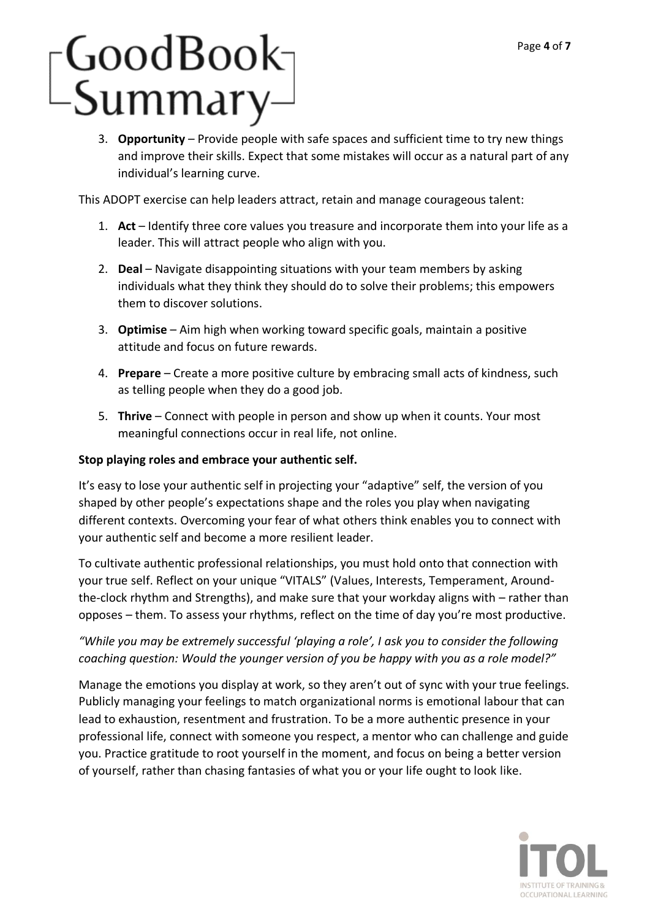3. **Opportunity** – Provide people with safe spaces and sufficient time to try new things and improve their skills. Expect that some mistakes will occur as a natural part of any individual's learning curve.

This ADOPT exercise can help leaders attract, retain and manage courageous talent:

1. **Act** – Identify three core values you treasure and incorporate them into your life as a leader. This will attract people who align with you.
2. **Deal** – Navigate disappointing situations with your team members by asking individuals what they think they should do to solve their problems; this empowers them to discover solutions.
3. **Optimise** – Aim high when working toward specific goals, maintain a positive attitude and focus on future rewards.
4. **Prepare** – Create a more positive culture by embracing small acts of kindness, such as telling people when they do a good job.
5. **Thrive** – Connect with people in person and show up when it counts. Your most meaningful connections occur in real life, not online.

**Stop playing roles and embrace your authentic self.**

It's easy to lose your authentic self in projecting your "adaptive" self, the version of you shaped by other people's expectations shape and the roles you play when navigating different contexts. Overcoming your fear of what others think enables you to connect with your authentic self and become a more resilient leader.

To cultivate authentic professional relationships, you must hold onto that connection with your true self. Reflect on your unique "VITALS" (Values, Interests, Temperament, Around-the-clock rhythm and Strengths), and make sure that your workday aligns with – rather than opposes – them. To assess your rhythms, reflect on the time of day you're most productive.

*"While you may be extremely successful 'playing a role', I ask you to consider the following coaching question: Would the younger version of you be happy with you as a role model?"*

Manage the emotions you display at work, so they aren't out of sync with your true feelings. Publicly managing your feelings to match organizational norms is emotional labour that can lead to exhaustion, resentment and frustration. To be a more authentic presence in your professional life, connect with someone you respect, a mentor who can challenge and guide you. Practice gratitude to root yourself in the moment, and focus on being a better version of yourself, rather than chasing fantasies of what you or your life ought to look like.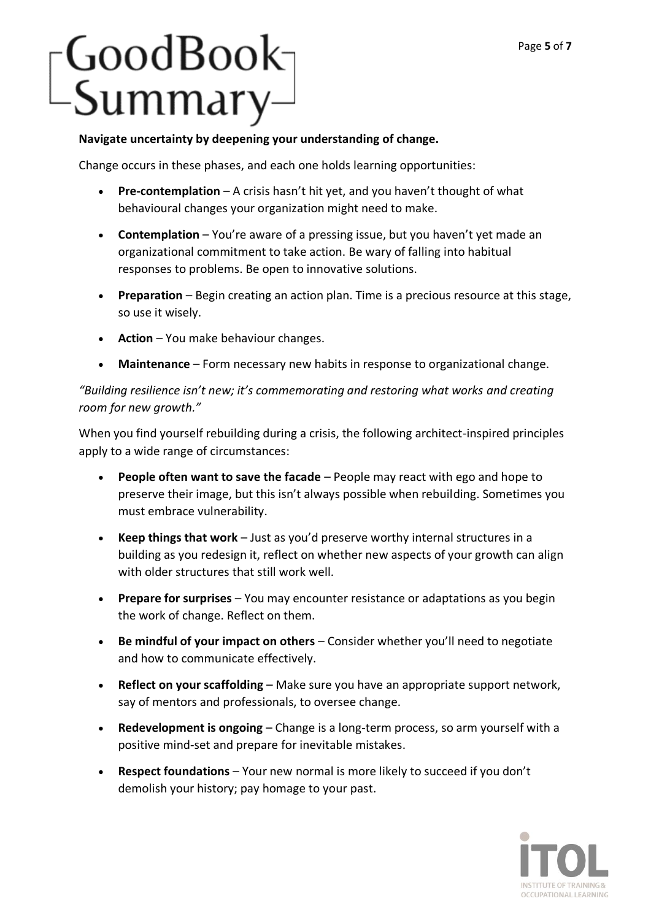**Navigate uncertainty by deepening your understanding of change.**

Change occurs in these phases, and each one holds learning opportunities:

- **Pre-contemplation** – A crisis hasn't hit yet, and you haven't thought of what behavioural changes your organization might need to make.
- **Contemplation** – You're aware of a pressing issue, but you haven't yet made an organizational commitment to take action. Be wary of falling into habitual responses to problems. Be open to innovative solutions.
- **Preparation** – Begin creating an action plan. Time is a precious resource at this stage, so use it wisely.
- **Action** – You make behaviour changes.
- **Maintenance** – Form necessary new habits in response to organizational change.

*"Building resilience isn't new; it's commemorating and restoring what works and creating room for new growth."*

When you find yourself rebuilding during a crisis, the following architect-inspired principles apply to a wide range of circumstances:

- **People often want to save the facade** – People may react with ego and hope to preserve their image, but this isn't always possible when rebuilding. Sometimes you must embrace vulnerability.
- **Keep things that work** – Just as you'd preserve worthy internal structures in a building as you redesign it, reflect on whether new aspects of your growth can align with older structures that still work well.
- **Prepare for surprises** – You may encounter resistance or adaptations as you begin the work of change. Reflect on them.
- **Be mindful of your impact on others** – Consider whether you'll need to negotiate and how to communicate effectively.
- **Reflect on your scaffolding** – Make sure you have an appropriate support network, say of mentors and professionals, to oversee change.
- **Redevelopment is ongoing** – Change is a long-term process, so arm yourself with a positive mind-set and prepare for inevitable mistakes.
- **Respect foundations** – Your new normal is more likely to succeed if you don't demolish your history; pay homage to your past.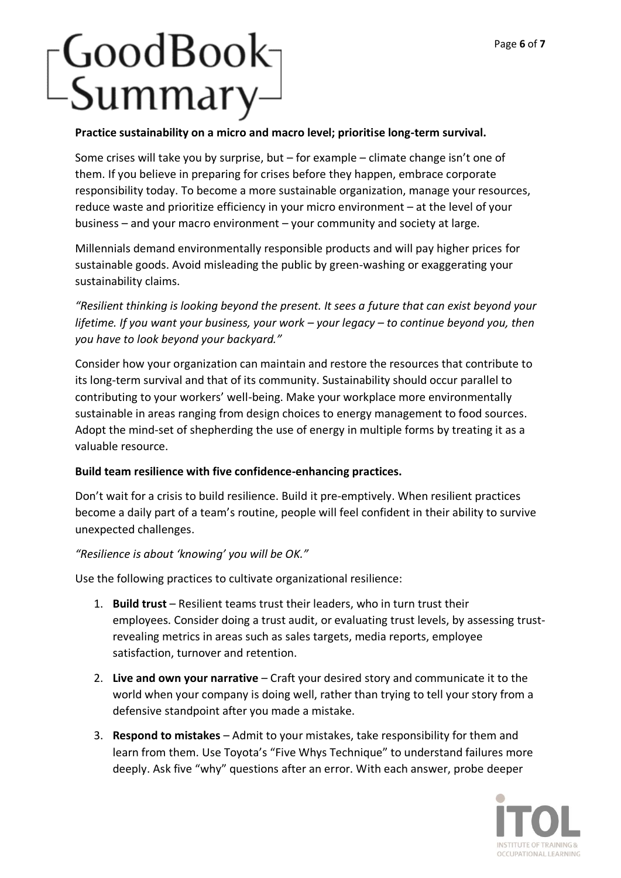**Practice sustainability on a micro and macro level; prioritise long-term survival.**

Some crises will take you by surprise, but – for example – climate change isn't one of them. If you believe in preparing for crises before they happen, embrace corporate responsibility today. To become a more sustainable organization, manage your resources, reduce waste and prioritize efficiency in your micro environment – at the level of your business – and your macro environment – your community and society at large.

Millennials demand environmentally responsible products and will pay higher prices for sustainable goods. Avoid misleading the public by green-washing or exaggerating your sustainability claims.

*"Resilient thinking is looking beyond the present. It sees a future that can exist beyond your lifetime. If you want your business, your work – your legacy – to continue beyond you, then you have to look beyond your backyard."*

Consider how your organization can maintain and restore the resources that contribute to its long-term survival and that of its community. Sustainability should occur parallel to contributing to your workers' well-being. Make your workplace more environmentally sustainable in areas ranging from design choices to energy management to food sources. Adopt the mind-set of shepherding the use of energy in multiple forms by treating it as a valuable resource.

**Build team resilience with five confidence-enhancing practices.**

Don't wait for a crisis to build resilience. Build it pre-emptively. When resilient practices become a daily part of a team's routine, people will feel confident in their ability to survive unexpected challenges.

*"Resilience is about 'knowing' you will be OK."*

Use the following practices to cultivate organizational resilience:

1. **Build trust** – Resilient teams trust their leaders, who in turn trust their employees. Consider doing a trust audit, or evaluating trust levels, by assessing trust-revealing metrics in areas such as sales targets, media reports, employee satisfaction, turnover and retention.
2. **Live and own your narrative** – Craft your desired story and communicate it to the world when your company is doing well, rather than trying to tell your story from a defensive standpoint after you made a mistake.
3. **Respond to mistakes** – Admit to your mistakes, take responsibility for them and learn from them. Use Toyota's "Five Whys Technique" to understand failures more deeply. Ask five "why" questions after an error. With each answer, probe deeper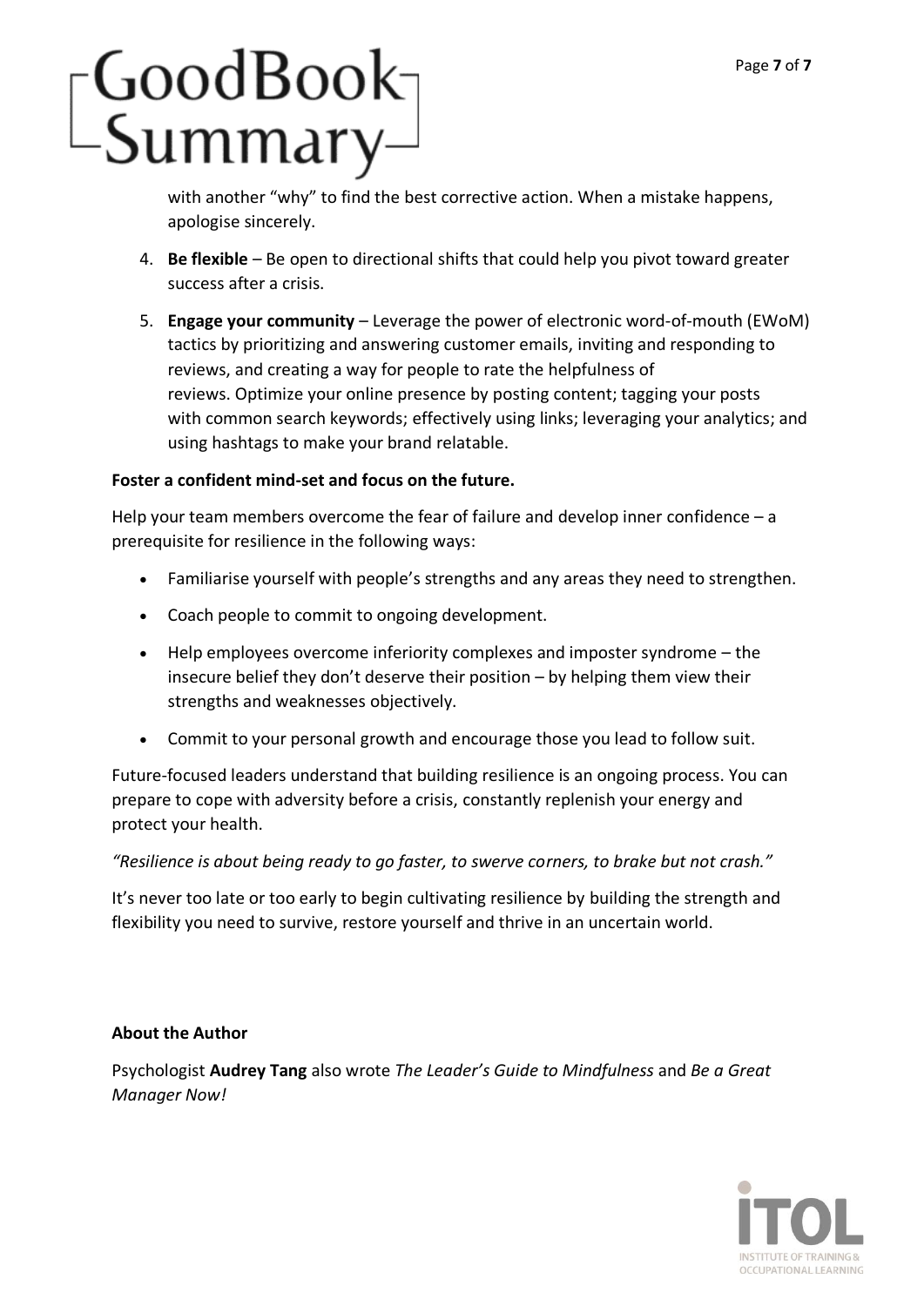with another "why" to find the best corrective action. When a mistake happens, apologise sincerely.

4. **Be flexible** – Be open to directional shifts that could help you pivot toward greater success after a crisis.
5. **Engage your community** – Leverage the power of electronic word-of-mouth (EWoM) tactics by prioritizing and answering customer emails, inviting and responding to reviews, and creating a way for people to rate the helpfulness of reviews. Optimize your online presence by posting content; tagging your posts with common search keywords; effectively using links; leveraging your analytics; and using hashtags to make your brand relatable.

**Foster a confident mind-set and focus on the future.**

Help your team members overcome the fear of failure and develop inner confidence – a prerequisite for resilience in the following ways:

- Familiarise yourself with people's strengths and any areas they need to strengthen.
- Coach people to commit to ongoing development.
- Help employees overcome inferiority complexes and imposter syndrome – the insecure belief they don't deserve their position – by helping them view their strengths and weaknesses objectively.
- Commit to your personal growth and encourage those you lead to follow suit.

Future-focused leaders understand that building resilience is an ongoing process. You can prepare to cope with adversity before a crisis, constantly replenish your energy and protect your health.

*"Resilience is about being ready to go faster, to swerve corners, to brake but not crash."*

It's never too late or too early to begin cultivating resilience by building the strength and flexibility you need to survive, restore yourself and thrive in an uncertain world.

**About the Author**

Psychologist **Audrey Tang** also wrote *The Leader's Guide to Mindfulness* and *Be a Great Manager Now!*